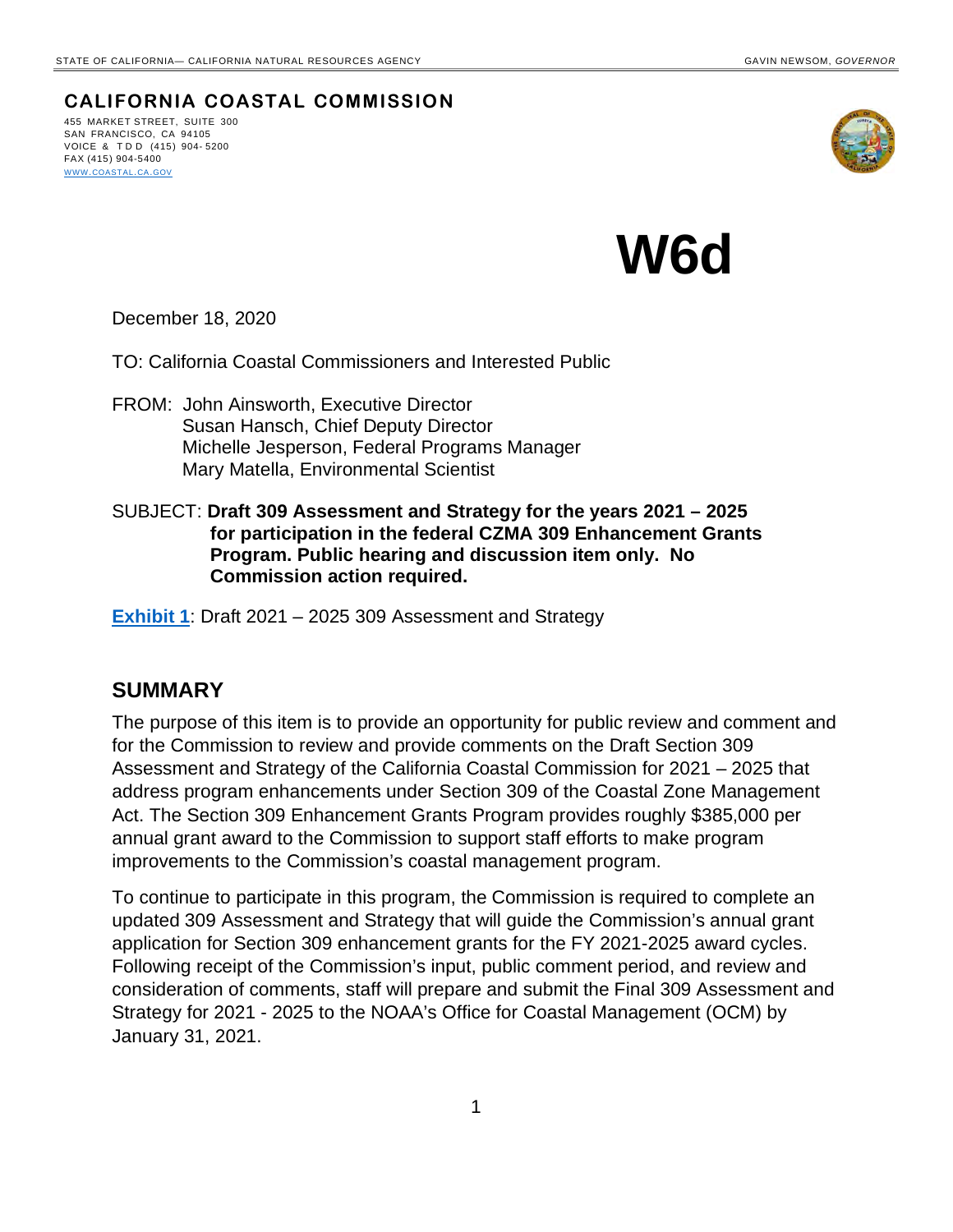STATE OF CALIFORNIA— CALIFORNIA NATURAL RESOURCES AGENCY GAVIN NEWSOM, *GOVERNOR*

**CALIFORNIA COASTAL COMMISSION**

455 MARKET STREET, SUITE 300
SAN FRANCISCO, CA 94105
VOICE & TDD (415) 904-5200
FAX (415) 904-5400
WWW.COASTAL.CA.GOV

# W6d

December 18, 2020

TO: California Coastal Commissioners and Interested Public

FROM: John Ainsworth, Executive Director
Susan Hansch, Chief Deputy Director
Michelle Jesperson, Federal Programs Manager
Mary Matella, Environmental Scientist

SUBJECT: **Draft 309 Assessment and Strategy for the years 2021 – 2025 for participation in the federal CZMA 309 Enhancement Grants Program. Public hearing and discussion item only. No Commission action required.**

**Exhibit 1**: Draft 2021 – 2025 309 Assessment and Strategy

## SUMMARY

The purpose of this item is to provide an opportunity for public review and comment and for the Commission to review and provide comments on the Draft Section 309 Assessment and Strategy of the California Coastal Commission for 2021 – 2025 that address program enhancements under Section 309 of the Coastal Zone Management Act. The Section 309 Enhancement Grants Program provides roughly $385,000 per annual grant award to the Commission to support staff efforts to make program improvements to the Commission's coastal management program.

To continue to participate in this program, the Commission is required to complete an updated 309 Assessment and Strategy that will guide the Commission's annual grant application for Section 309 enhancement grants for the FY 2021-2025 award cycles. Following receipt of the Commission's input, public comment period, and review and consideration of comments, staff will prepare and submit the Final 309 Assessment and Strategy for 2021 - 2025 to the NOAA's Office for Coastal Management (OCM) by January 31, 2021.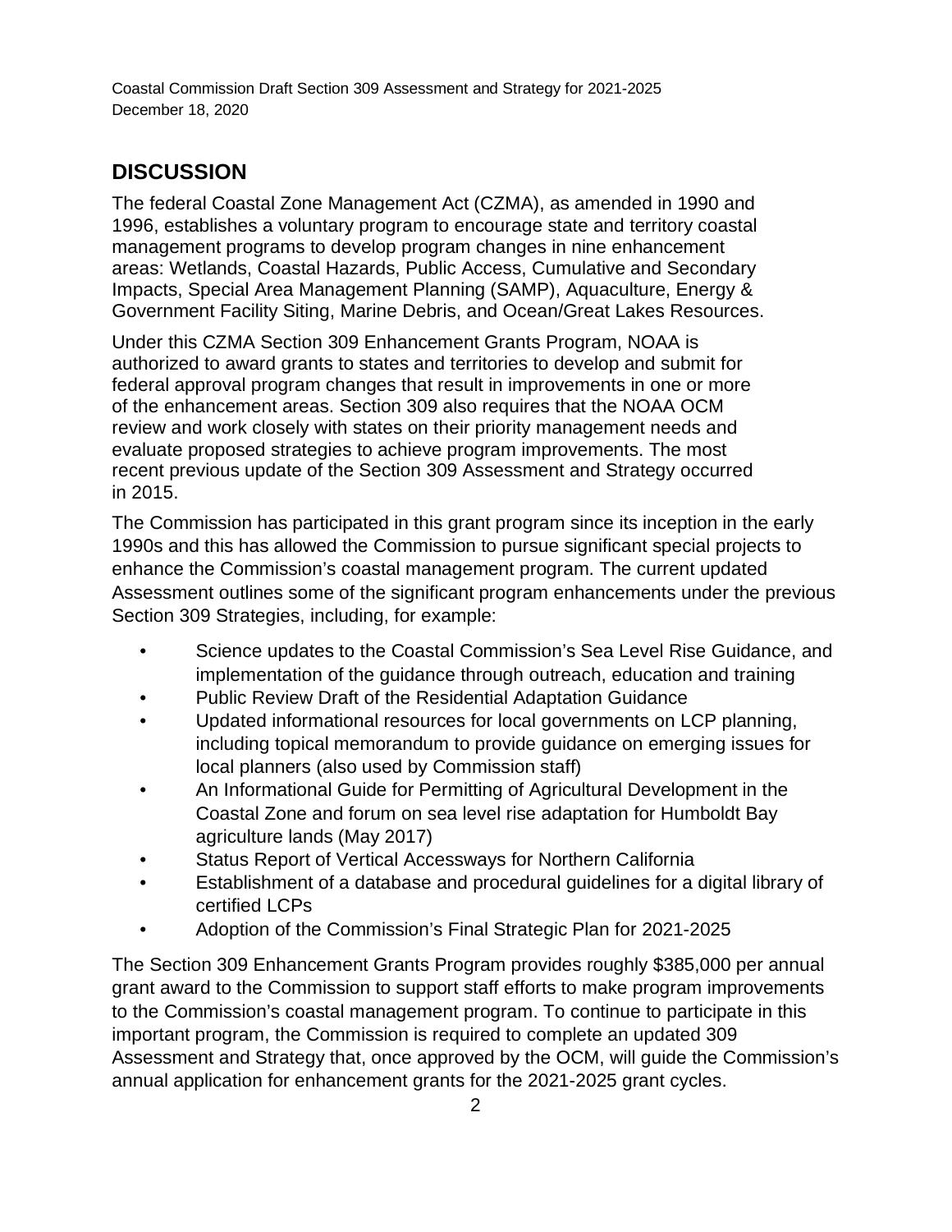## DISCUSSION

The federal Coastal Zone Management Act (CZMA), as amended in 1990 and 1996, establishes a voluntary program to encourage state and territory coastal management programs to develop program changes in nine enhancement areas: Wetlands, Coastal Hazards, Public Access, Cumulative and Secondary Impacts, Special Area Management Planning (SAMP), Aquaculture, Energy & Government Facility Siting, Marine Debris, and Ocean/Great Lakes Resources.

Under this CZMA Section 309 Enhancement Grants Program, NOAA is authorized to award grants to states and territories to develop and submit for federal approval program changes that result in improvements in one or more of the enhancement areas. Section 309 also requires that the NOAA OCM review and work closely with states on their priority management needs and evaluate proposed strategies to achieve program improvements. The most recent previous update of the Section 309 Assessment and Strategy occurred in 2015.

The Commission has participated in this grant program since its inception in the early 1990s and this has allowed the Commission to pursue significant special projects to enhance the Commission's coastal management program. The current updated Assessment outlines some of the significant program enhancements under the previous Section 309 Strategies, including, for example:

- Science updates to the Coastal Commission's Sea Level Rise Guidance, and implementation of the guidance through outreach, education and training
- Public Review Draft of the Residential Adaptation Guidance
- Updated informational resources for local governments on LCP planning, including topical memorandum to provide guidance on emerging issues for local planners (also used by Commission staff)
- An Informational Guide for Permitting of Agricultural Development in the Coastal Zone and forum on sea level rise adaptation for Humboldt Bay agriculture lands (May 2017)
- Status Report of Vertical Accessways for Northern California
- Establishment of a database and procedural guidelines for a digital library of certified LCPs
- Adoption of the Commission's Final Strategic Plan for 2021-2025

The Section 309 Enhancement Grants Program provides roughly $385,000 per annual grant award to the Commission to support staff efforts to make program improvements to the Commission's coastal management program. To continue to participate in this important program, the Commission is required to complete an updated 309 Assessment and Strategy that, once approved by the OCM, will guide the Commission's annual application for enhancement grants for the 2021-2025 grant cycles.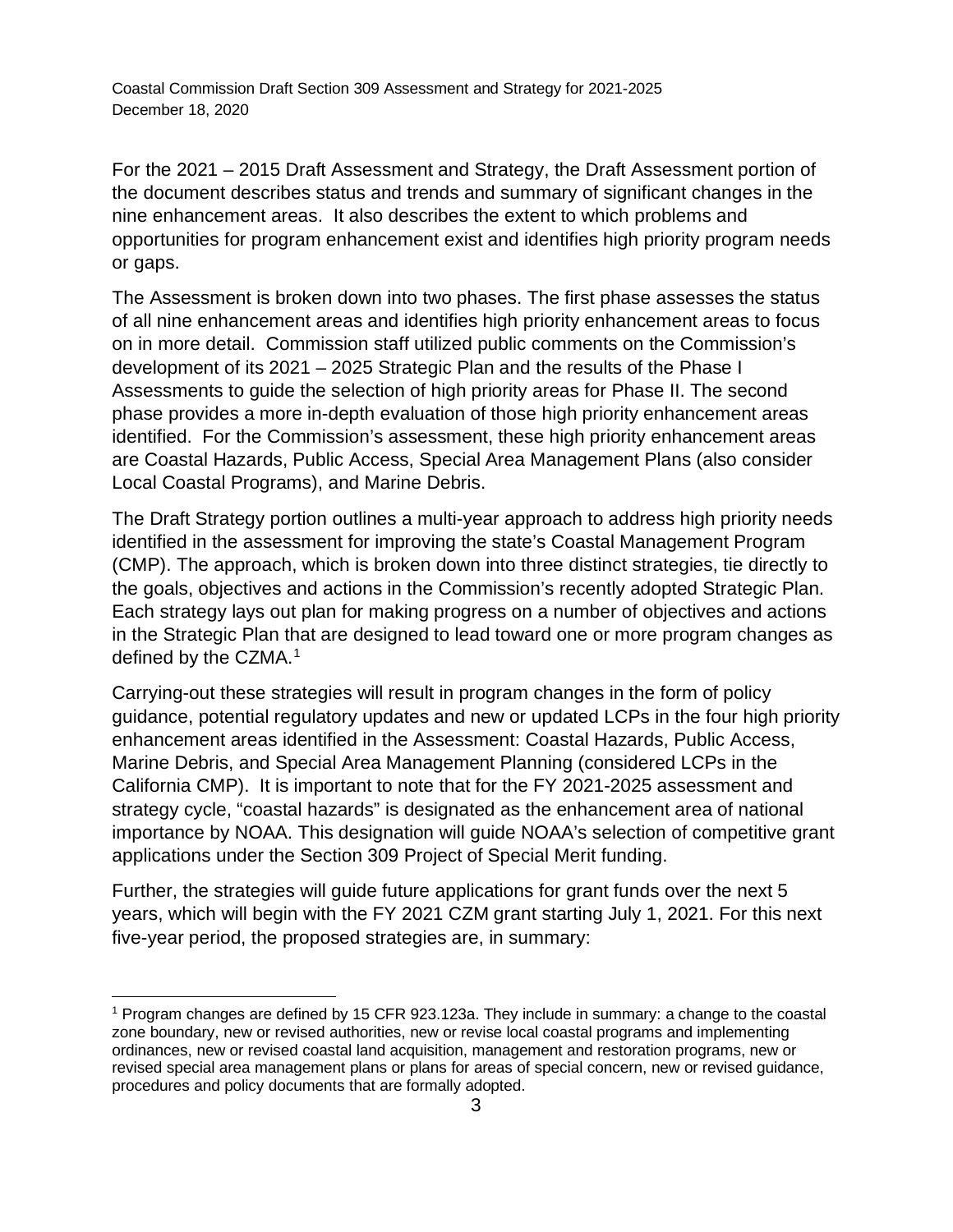For the 2021 – 2015 Draft Assessment and Strategy, the Draft Assessment portion of the document describes status and trends and summary of significant changes in the nine enhancement areas. It also describes the extent to which problems and opportunities for program enhancement exist and identifies high priority program needs or gaps.

The Assessment is broken down into two phases. The first phase assesses the status of all nine enhancement areas and identifies high priority enhancement areas to focus on in more detail. Commission staff utilized public comments on the Commission's development of its 2021 – 2025 Strategic Plan and the results of the Phase I Assessments to guide the selection of high priority areas for Phase II. The second phase provides a more in-depth evaluation of those high priority enhancement areas identified. For the Commission's assessment, these high priority enhancement areas are Coastal Hazards, Public Access, Special Area Management Plans (also consider Local Coastal Programs), and Marine Debris.

The Draft Strategy portion outlines a multi-year approach to address high priority needs identified in the assessment for improving the state's Coastal Management Program (CMP). The approach, which is broken down into three distinct strategies, tie directly to the goals, objectives and actions in the Commission's recently adopted Strategic Plan. Each strategy lays out plan for making progress on a number of objectives and actions in the Strategic Plan that are designed to lead toward one or more program changes as defined by the CZMA.[1]

Carrying-out these strategies will result in program changes in the form of policy guidance, potential regulatory updates and new or updated LCPs in the four high priority enhancement areas identified in the Assessment: Coastal Hazards, Public Access, Marine Debris, and Special Area Management Planning (considered LCPs in the California CMP). It is important to note that for the FY 2021-2025 assessment and strategy cycle, "coastal hazards" is designated as the enhancement area of national importance by NOAA. This designation will guide NOAA's selection of competitive grant applications under the Section 309 Project of Special Merit funding.

Further, the strategies will guide future applications for grant funds over the next 5 years, which will begin with the FY 2021 CZM grant starting July 1, 2021. For this next five-year period, the proposed strategies are, in summary:

[1] Program changes are defined by 15 CFR 923.123a. They include in summary: a change to the coastal zone boundary, new or revised authorities, new or revise local coastal programs and implementing ordinances, new or revised coastal land acquisition, management and restoration programs, new or revised special area management plans or plans for areas of special concern, new or revised guidance, procedures and policy documents that are formally adopted.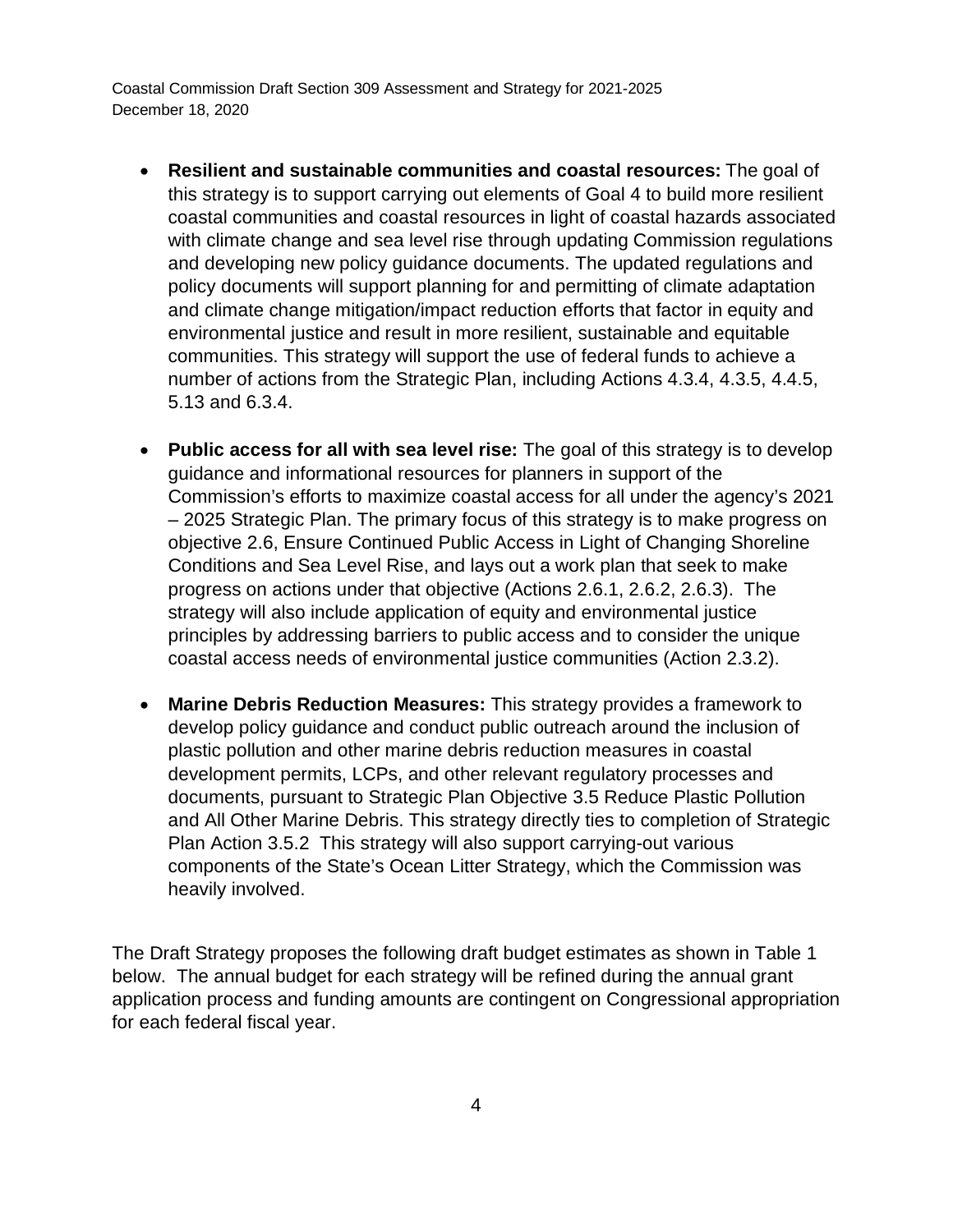- **Resilient and sustainable communities and coastal resources:** The goal of this strategy is to support carrying out elements of Goal 4 to build more resilient coastal communities and coastal resources in light of coastal hazards associated with climate change and sea level rise through updating Commission regulations and developing new policy guidance documents. The updated regulations and policy documents will support planning for and permitting of climate adaptation and climate change mitigation/impact reduction efforts that factor in equity and environmental justice and result in more resilient, sustainable and equitable communities. This strategy will support the use of federal funds to achieve a number of actions from the Strategic Plan, including Actions 4.3.4, 4.3.5, 4.4.5, 5.13 and 6.3.4.

- **Public access for all with sea level rise:** The goal of this strategy is to develop guidance and informational resources for planners in support of the Commission's efforts to maximize coastal access for all under the agency's 2021 – 2025 Strategic Plan. The primary focus of this strategy is to make progress on objective 2.6, Ensure Continued Public Access in Light of Changing Shoreline Conditions and Sea Level Rise, and lays out a work plan that seek to make progress on actions under that objective (Actions 2.6.1, 2.6.2, 2.6.3). The strategy will also include application of equity and environmental justice principles by addressing barriers to public access and to consider the unique coastal access needs of environmental justice communities (Action 2.3.2).

- **Marine Debris Reduction Measures:** This strategy provides a framework to develop policy guidance and conduct public outreach around the inclusion of plastic pollution and other marine debris reduction measures in coastal development permits, LCPs, and other relevant regulatory processes and documents, pursuant to Strategic Plan Objective 3.5 Reduce Plastic Pollution and All Other Marine Debris. This strategy directly ties to completion of Strategic Plan Action 3.5.2 This strategy will also support carrying-out various components of the State's Ocean Litter Strategy, which the Commission was heavily involved.

The Draft Strategy proposes the following draft budget estimates as shown in Table 1 below. The annual budget for each strategy will be refined during the annual grant application process and funding amounts are contingent on Congressional appropriation for each federal fiscal year.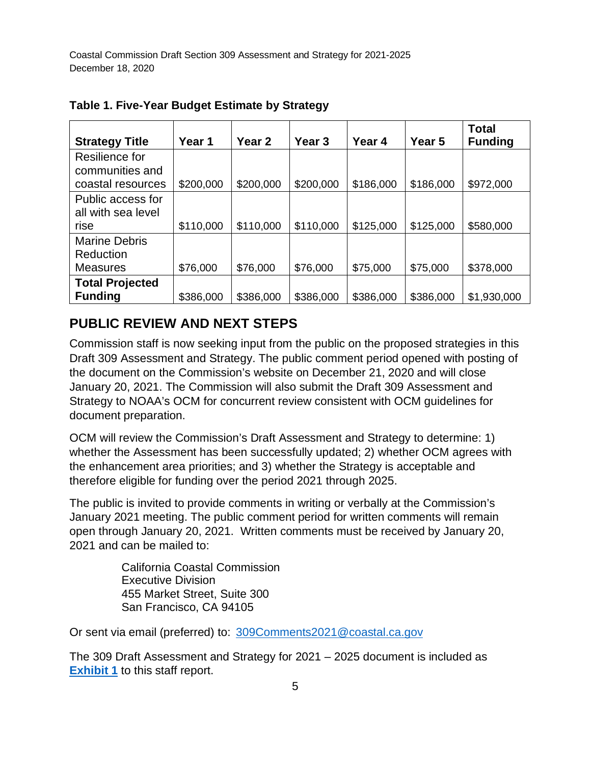**Table 1. Five-Year Budget Estimate by Strategy**

| Strategy Title | Year 1 | Year 2 | Year 3 | Year 4 | Year 5 | Total Funding |
|---|---|---|---|---|---|---|
| Resilience for communities and coastal resources | $200,000 | $200,000 | $200,000 | $186,000 | $186,000 | $972,000 |
| Public access for all with sea level rise | $110,000 | $110,000 | $110,000 | $125,000 | $125,000 | $580,000 |
| Marine Debris Reduction Measures | $76,000 | $76,000 | $76,000 | $75,000 | $75,000 | $378,000 |
| **Total Projected Funding** | $386,000 | $386,000 | $386,000 | $386,000 | $386,000 | $1,930,000 |

## PUBLIC REVIEW AND NEXT STEPS

Commission staff is now seeking input from the public on the proposed strategies in this Draft 309 Assessment and Strategy. The public comment period opened with posting of the document on the Commission's website on December 21, 2020 and will close January 20, 2021. The Commission will also submit the Draft 309 Assessment and Strategy to NOAA's OCM for concurrent review consistent with OCM guidelines for document preparation.

OCM will review the Commission's Draft Assessment and Strategy to determine: 1) whether the Assessment has been successfully updated; 2) whether OCM agrees with the enhancement area priorities; and 3) whether the Strategy is acceptable and therefore eligible for funding over the period 2021 through 2025.

The public is invited to provide comments in writing or verbally at the Commission's January 2021 meeting. The public comment period for written comments will remain open through January 20, 2021. Written comments must be received by January 20, 2021 and can be mailed to:

California Coastal Commission
Executive Division
455 Market Street, Suite 300
San Francisco, CA 94105

Or sent via email (preferred) to: 309Comments2021@coastal.ca.gov

The 309 Draft Assessment and Strategy for 2021 – 2025 document is included as **Exhibit 1** to this staff report.